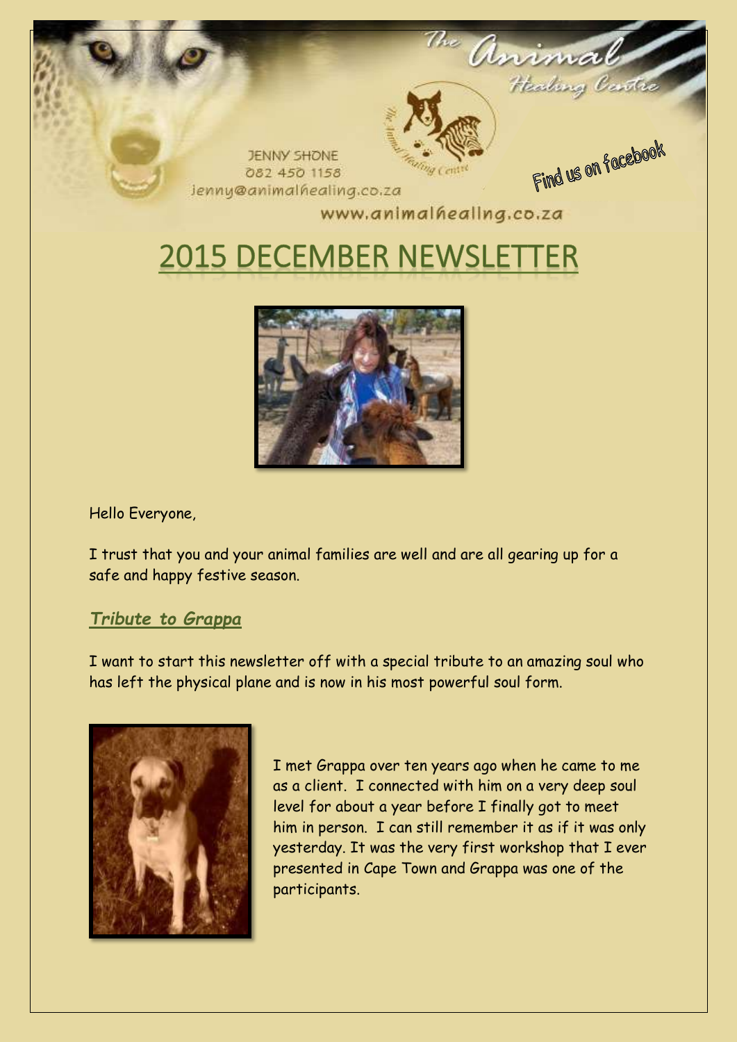The Animal Healing Centre

JENNY SHONE
082 450 1158
jenny@animalhealing.co.za

Find us on facebook

www.animalhealing.co.za

# 2015 DECEMBER NEWSLETTER

Hello Everyone,

I trust that you and your animal families are well and are all gearing up for a safe and happy festive season.

## *Tribute to Grappa*

I want to start this newsletter off with a special tribute to an amazing soul who has left the physical plane and is now in his most powerful soul form.

I met Grappa over ten years ago when he came to me as a client. I connected with him on a very deep soul level for about a year before I finally got to meet him in person. I can still remember it as if it was only yesterday. It was the very first workshop that I ever presented in Cape Town and Grappa was one of the participants.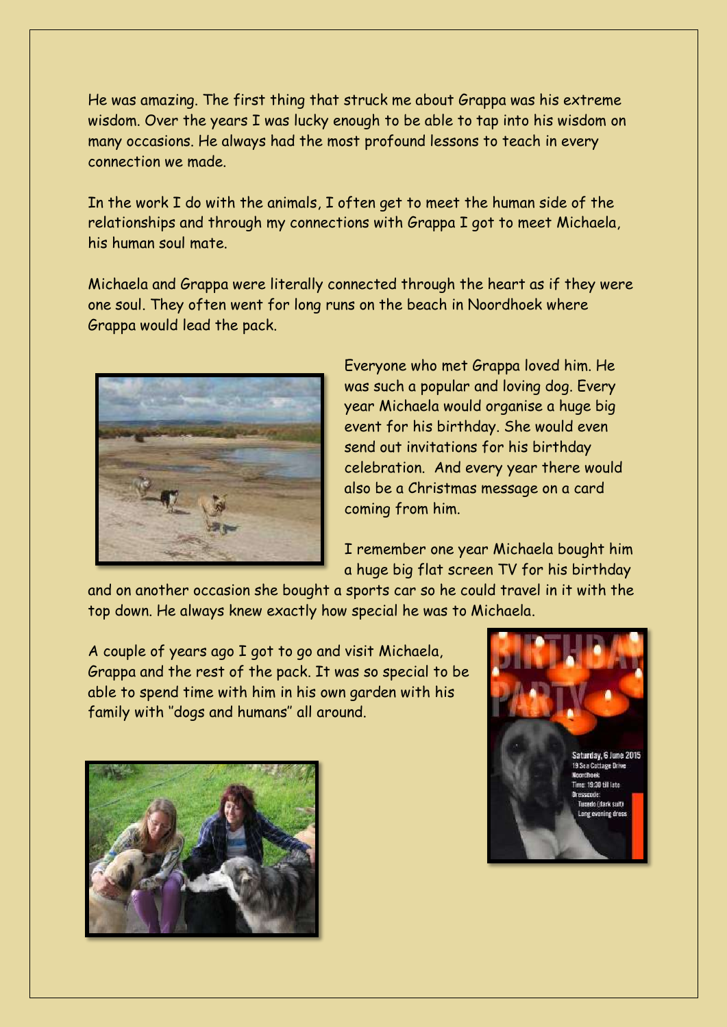He was amazing. The first thing that struck me about Grappa was his extreme wisdom. Over the years I was lucky enough to be able to tap into his wisdom on many occasions. He always had the most profound lessons to teach in every connection we made.

In the work I do with the animals, I often get to meet the human side of the relationships and through my connections with Grappa I got to meet Michaela, his human soul mate.

Michaela and Grappa were literally connected through the heart as if they were one soul. They often went for long runs on the beach in Noordhoek where Grappa would lead the pack.

Everyone who met Grappa loved him. He was such a popular and loving dog. Every year Michaela would organise a huge big event for his birthday. She would even send out invitations for his birthday celebration. And every year there would also be a Christmas message on a card coming from him.

I remember one year Michaela bought him a huge big flat screen TV for his birthday and on another occasion she bought a sports car so he could travel in it with the top down. He always knew exactly how special he was to Michaela.

A couple of years ago I got to go and visit Michaela, Grappa and the rest of the pack. It was so special to be able to spend time with him in his own garden with his family with "dogs and humans" all around.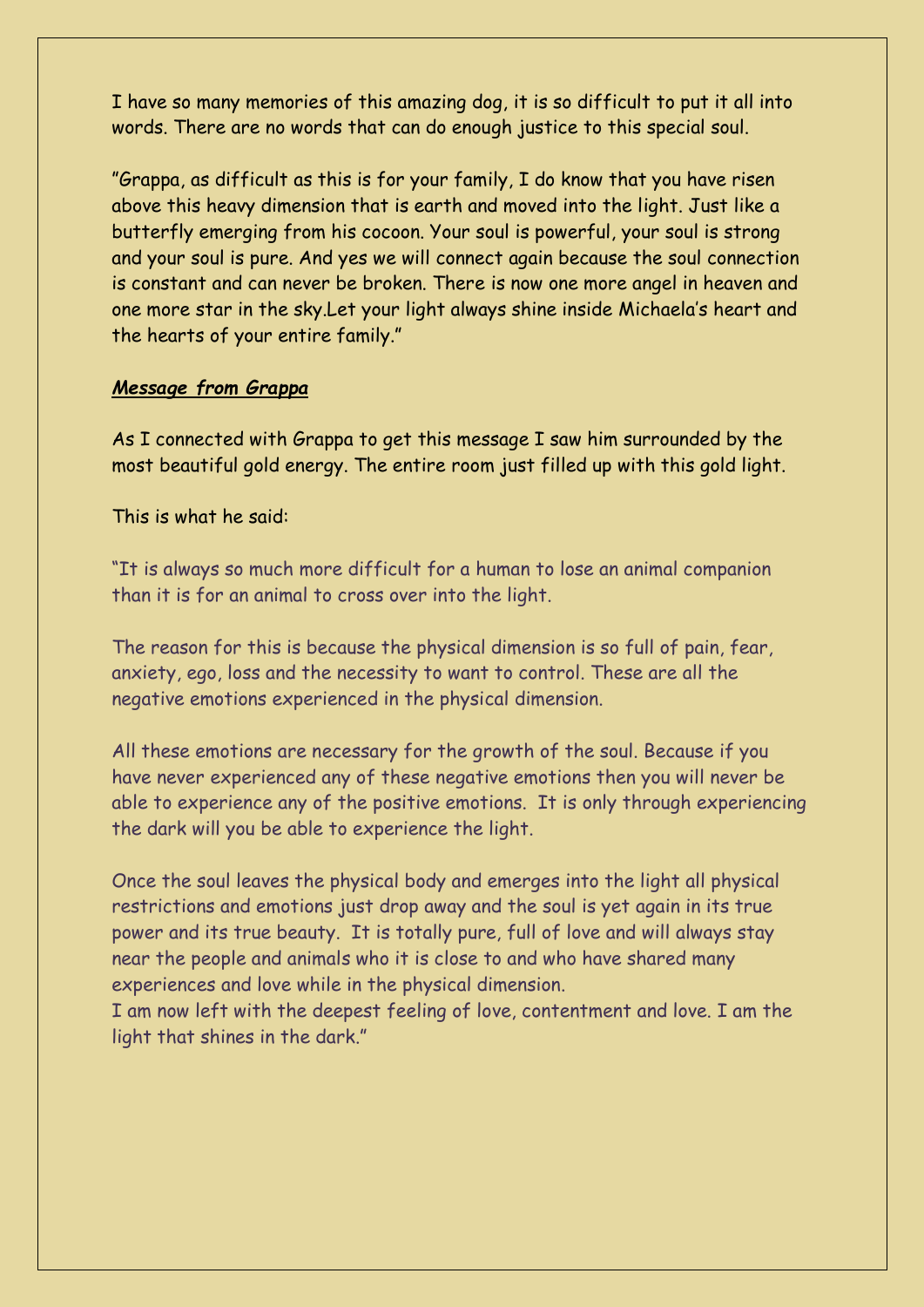I have so many memories of this amazing dog, it is so difficult to put it all into words. There are no words that can do enough justice to this special soul.

"Grappa, as difficult as this is for your family, I do know that you have risen above this heavy dimension that is earth and moved into the light. Just like a butterfly emerging from his cocoon. Your soul is powerful, your soul is strong and your soul is pure. And yes we will connect again because the soul connection is constant and can never be broken. There is now one more angel in heaven and one more star in the sky.Let your light always shine inside Michaela's heart and the hearts of your entire family."

***Message from Grappa***

As I connected with Grappa to get this message I saw him surrounded by the most beautiful gold energy. The entire room just filled up with this gold light.

This is what he said:

"It is always so much more difficult for a human to lose an animal companion than it is for an animal to cross over into the light.

The reason for this is because the physical dimension is so full of pain, fear, anxiety, ego, loss and the necessity to want to control. These are all the negative emotions experienced in the physical dimension.

All these emotions are necessary for the growth of the soul. Because if you have never experienced any of these negative emotions then you will never be able to experience any of the positive emotions. It is only through experiencing the dark will you be able to experience the light.

Once the soul leaves the physical body and emerges into the light all physical restrictions and emotions just drop away and the soul is yet again in its true power and its true beauty. It is totally pure, full of love and will always stay near the people and animals who it is close to and who have shared many experiences and love while in the physical dimension.
I am now left with the deepest feeling of love, contentment and love. I am the light that shines in the dark."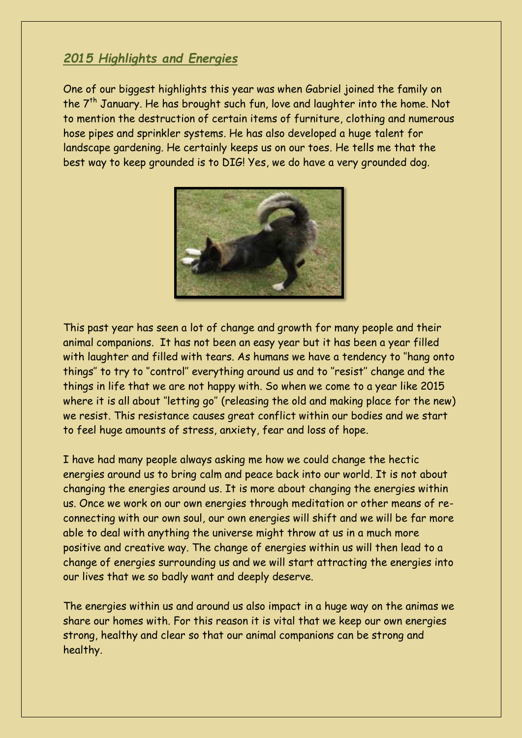## *2015 Highlights and Energies*

One of our biggest highlights this year was when Gabriel joined the family on the 7th January. He has brought such fun, love and laughter into the home. Not to mention the destruction of certain items of furniture, clothing and numerous hose pipes and sprinkler systems. He has also developed a huge talent for landscape gardening. He certainly keeps us on our toes. He tells me that the best way to keep grounded is to DIG! Yes, we do have a very grounded dog.

This past year has seen a lot of change and growth for many people and their animal companions. It has not been an easy year but it has been a year filled with laughter and filled with tears. As humans we have a tendency to "hang onto things" to try to "control" everything around us and to "resist" change and the things in life that we are not happy with. So when we come to a year like 2015 where it is all about "letting go" (releasing the old and making place for the new) we resist. This resistance causes great conflict within our bodies and we start to feel huge amounts of stress, anxiety, fear and loss of hope.

I have had many people always asking me how we could change the hectic energies around us to bring calm and peace back into our world. It is not about changing the energies around us. It is more about changing the energies within us. Once we work on our own energies through meditation or other means of re-connecting with our own soul, our own energies will shift and we will be far more able to deal with anything the universe might throw at us in a much more positive and creative way. The change of energies within us will then lead to a change of energies surrounding us and we will start attracting the energies into our lives that we so badly want and deeply deserve.

The energies within us and around us also impact in a huge way on the animas we share our homes with. For this reason it is vital that we keep our own energies strong, healthy and clear so that our animal companions can be strong and healthy.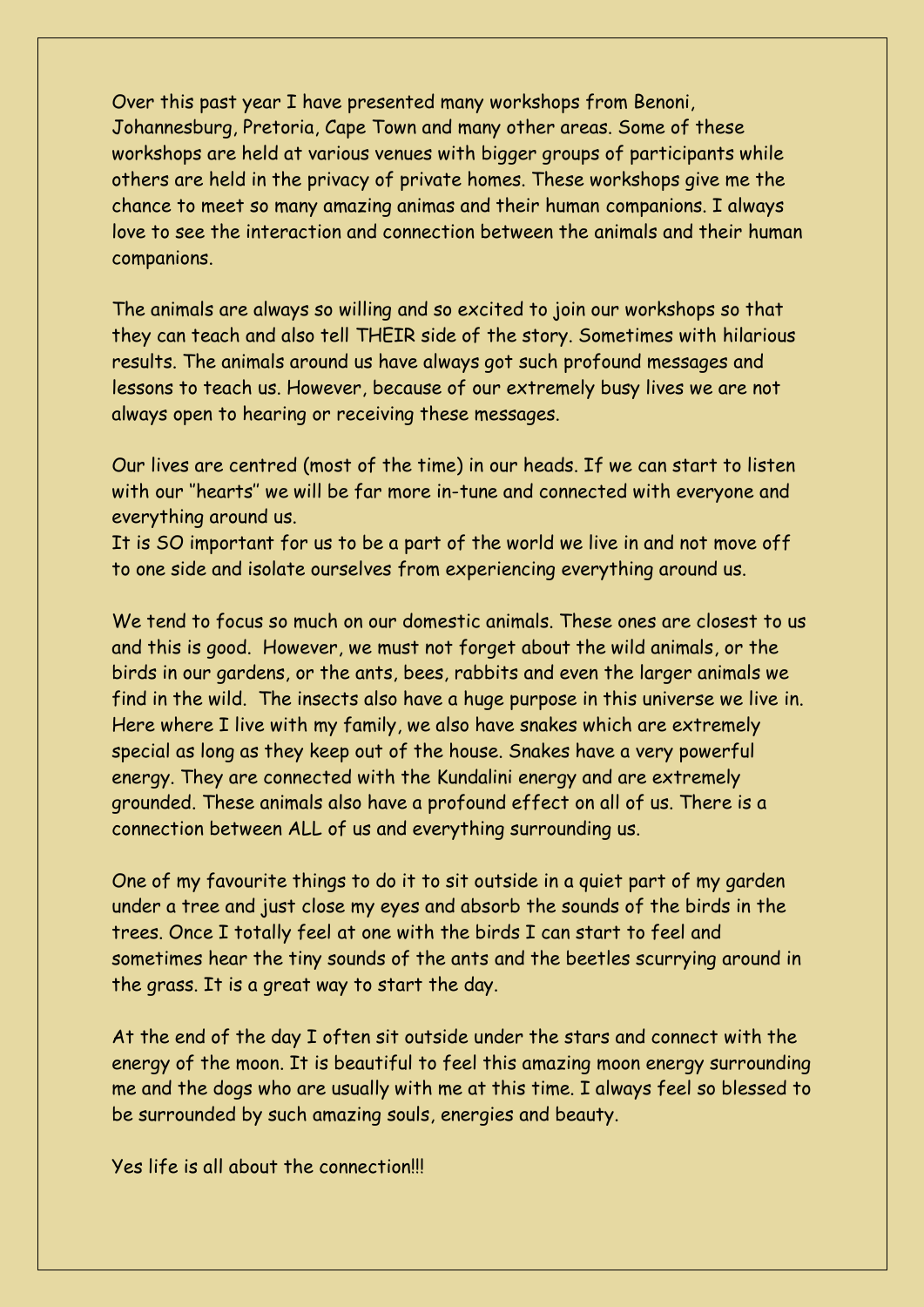Over this past year I have presented many workshops from Benoni, Johannesburg, Pretoria, Cape Town and many other areas. Some of these workshops are held at various venues with bigger groups of participants while others are held in the privacy of private homes. These workshops give me the chance to meet so many amazing animas and their human companions. I always love to see the interaction and connection between the animals and their human companions.

The animals are always so willing and so excited to join our workshops so that they can teach and also tell THEIR side of the story. Sometimes with hilarious results. The animals around us have always got such profound messages and lessons to teach us. However, because of our extremely busy lives we are not always open to hearing or receiving these messages.

Our lives are centred (most of the time) in our heads. If we can start to listen with our "hearts" we will be far more in-tune and connected with everyone and everything around us.
It is SO important for us to be a part of the world we live in and not move off to one side and isolate ourselves from experiencing everything around us.

We tend to focus so much on our domestic animals. These ones are closest to us and this is good. However, we must not forget about the wild animals, or the birds in our gardens, or the ants, bees, rabbits and even the larger animals we find in the wild. The insects also have a huge purpose in this universe we live in. Here where I live with my family, we also have snakes which are extremely special as long as they keep out of the house. Snakes have a very powerful energy. They are connected with the Kundalini energy and are extremely grounded. These animals also have a profound effect on all of us. There is a connection between ALL of us and everything surrounding us.

One of my favourite things to do it to sit outside in a quiet part of my garden under a tree and just close my eyes and absorb the sounds of the birds in the trees. Once I totally feel at one with the birds I can start to feel and sometimes hear the tiny sounds of the ants and the beetles scurrying around in the grass. It is a great way to start the day.

At the end of the day I often sit outside under the stars and connect with the energy of the moon. It is beautiful to feel this amazing moon energy surrounding me and the dogs who are usually with me at this time. I always feel so blessed to be surrounded by such amazing souls, energies and beauty.

Yes life is all about the connection!!!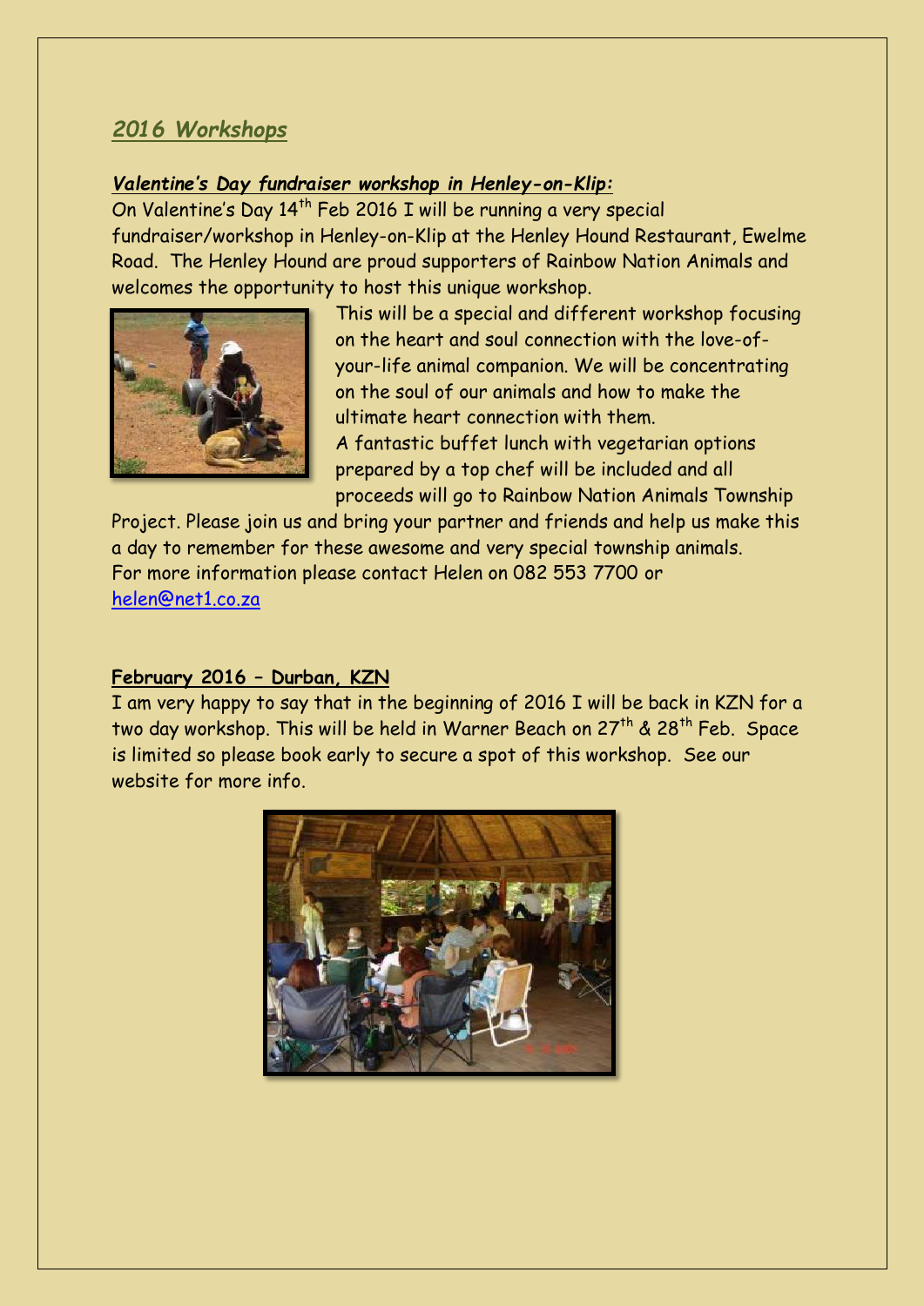## *2016 Workshops*

***Valentine's Day fundraiser workshop in Henley-on-Klip:***

On Valentine's Day 14th Feb 2016 I will be running a very special fundraiser/workshop in Henley-on-Klip at the Henley Hound Restaurant, Ewelme Road. The Henley Hound are proud supporters of Rainbow Nation Animals and welcomes the opportunity to host this unique workshop.

This will be a special and different workshop focusing on the heart and soul connection with the love-of-your-life animal companion. We will be concentrating on the soul of our animals and how to make the ultimate heart connection with them.

A fantastic buffet lunch with vegetarian options prepared by a top chef will be included and all proceeds will go to Rainbow Nation Animals Township Project. Please join us and bring your partner and friends and help us make this a day to remember for these awesome and very special township animals.

For more information please contact Helen on 082 553 7700 or helen@net1.co.za

**February 2016 – Durban, KZN**

I am very happy to say that in the beginning of 2016 I will be back in KZN for a two day workshop. This will be held in Warner Beach on 27th & 28th Feb. Space is limited so please book early to secure a spot of this workshop. See our website for more info.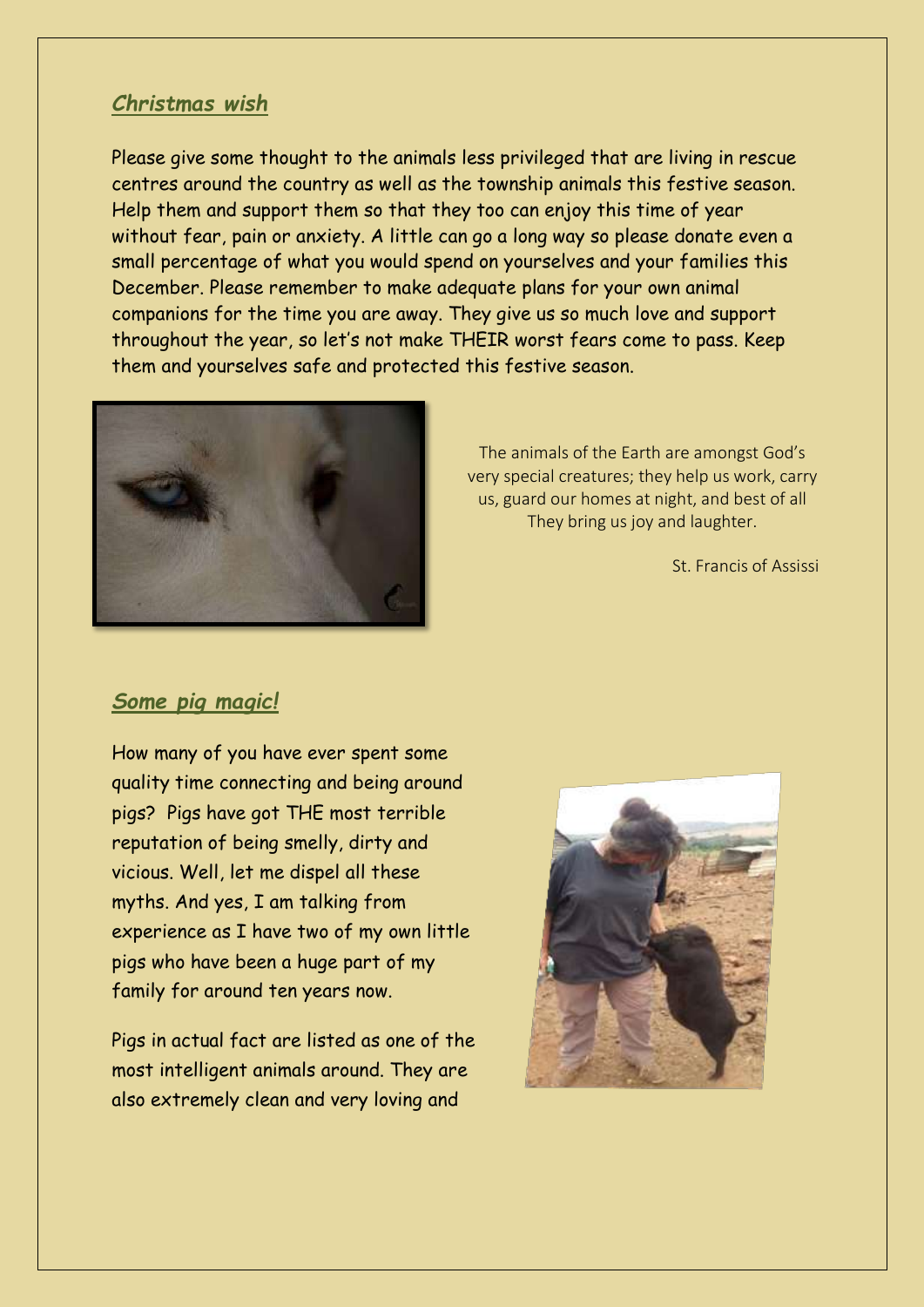## *Christmas wish*

Please give some thought to the animals less privileged that are living in rescue centres around the country as well as the township animals this festive season. Help them and support them so that they too can enjoy this time of year without fear, pain or anxiety. A little can go a long way so please donate even a small percentage of what you would spend on yourselves and your families this December. Please remember to make adequate plans for your own animal companions for the time you are away. They give us so much love and support throughout the year, so let's not make THEIR worst fears come to pass. Keep them and yourselves safe and protected this festive season.

The animals of the Earth are amongst God's very special creatures; they help us work, carry us, guard our homes at night, and best of all They bring us joy and laughter.

St. Francis of Assissi

## *Some pig magic!*

How many of you have ever spent some quality time connecting and being around pigs? Pigs have got THE most terrible reputation of being smelly, dirty and vicious. Well, let me dispel all these myths. And yes, I am talking from experience as I have two of my own little pigs who have been a huge part of my family for around ten years now.

Pigs in actual fact are listed as one of the most intelligent animals around. They are also extremely clean and very loving and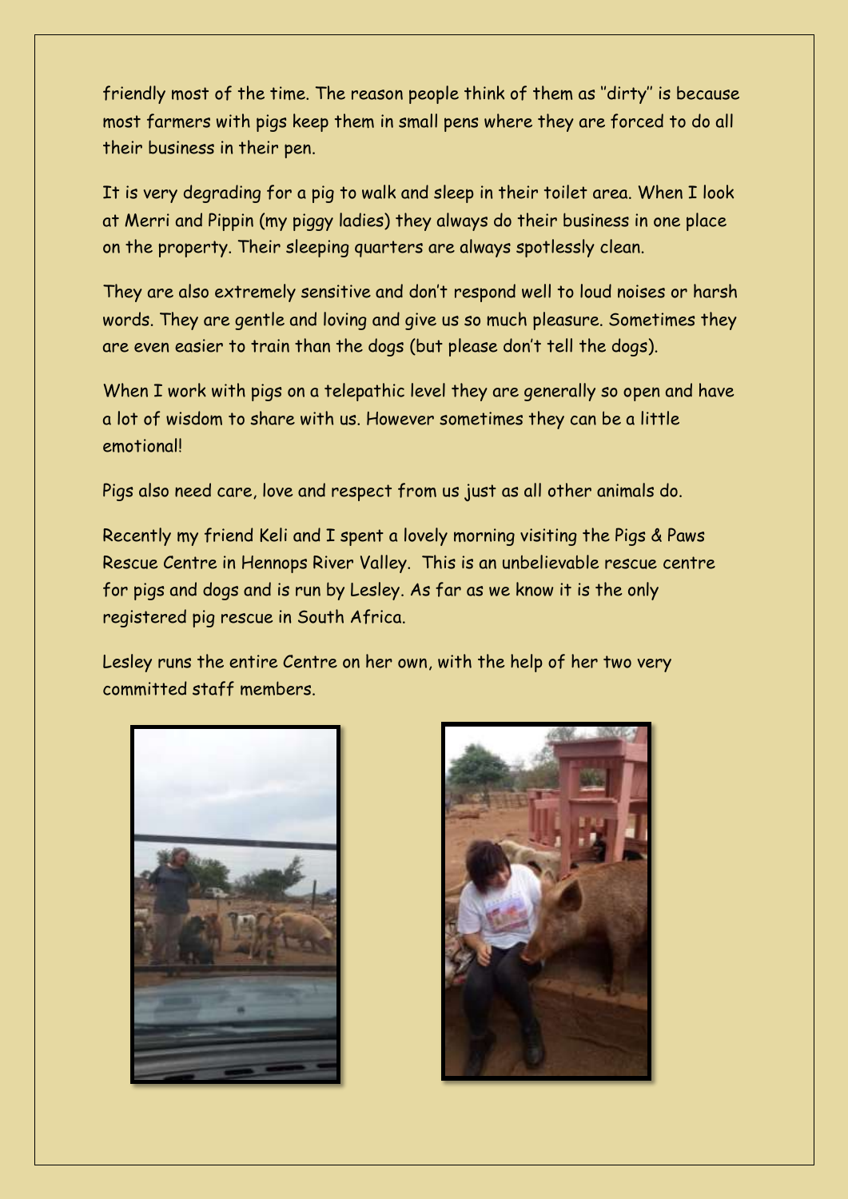friendly most of the time. The reason people think of them as ''dirty'' is because most farmers with pigs keep them in small pens where they are forced to do all their business in their pen.

It is very degrading for a pig to walk and sleep in their toilet area. When I look at Merri and Pippin (my piggy ladies) they always do their business in one place on the property. Their sleeping quarters are always spotlessly clean.

They are also extremely sensitive and don't respond well to loud noises or harsh words. They are gentle and loving and give us so much pleasure. Sometimes they are even easier to train than the dogs (but please don't tell the dogs).

When I work with pigs on a telepathic level they are generally so open and have a lot of wisdom to share with us. However sometimes they can be a little emotional!

Pigs also need care, love and respect from us just as all other animals do.

Recently my friend Keli and I spent a lovely morning visiting the Pigs & Paws Rescue Centre in Hennops River Valley. This is an unbelievable rescue centre for pigs and dogs and is run by Lesley. As far as we know it is the only registered pig rescue in South Africa.

Lesley runs the entire Centre on her own, with the help of her two very committed staff members.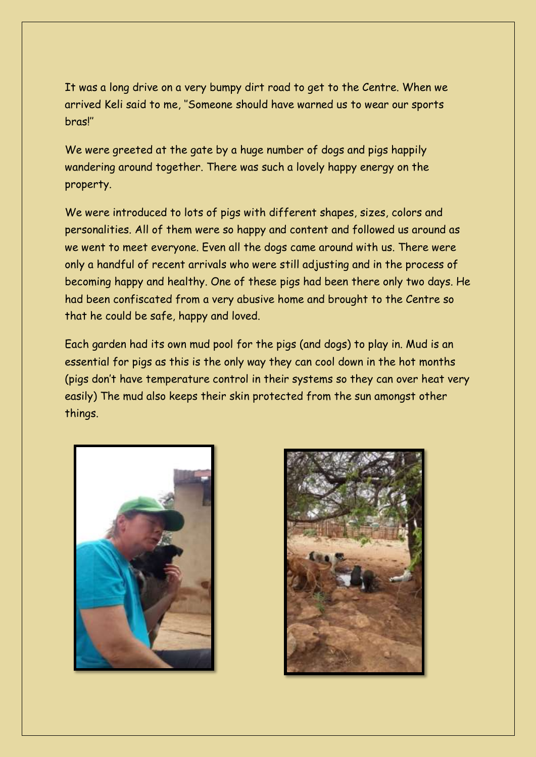It was a long drive on a very bumpy dirt road to get to the Centre. When we arrived Keli said to me, "Someone should have warned us to wear our sports bras!"

We were greeted at the gate by a huge number of dogs and pigs happily wandering around together. There was such a lovely happy energy on the property.

We were introduced to lots of pigs with different shapes, sizes, colors and personalities. All of them were so happy and content and followed us around as we went to meet everyone. Even all the dogs came around with us. There were only a handful of recent arrivals who were still adjusting and in the process of becoming happy and healthy. One of these pigs had been there only two days. He had been confiscated from a very abusive home and brought to the Centre so that he could be safe, happy and loved.

Each garden had its own mud pool for the pigs (and dogs) to play in. Mud is an essential for pigs as this is the only way they can cool down in the hot months (pigs don't have temperature control in their systems so they can over heat very easily) The mud also keeps their skin protected from the sun amongst other things.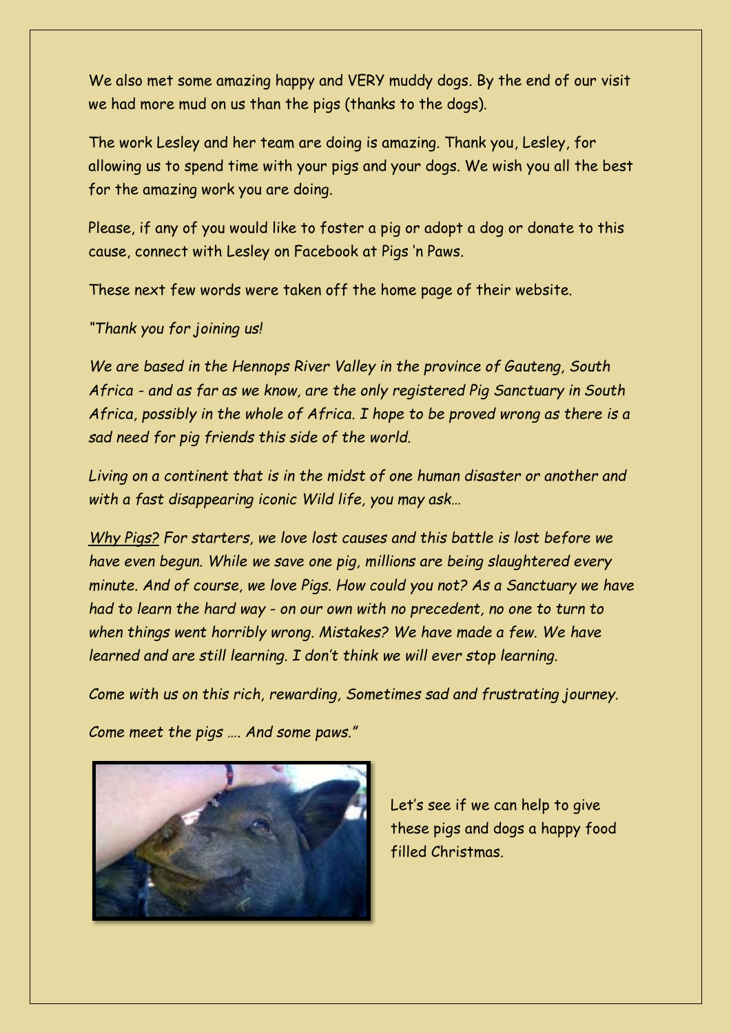We also met some amazing happy and VERY muddy dogs. By the end of our visit we had more mud on us than the pigs (thanks to the dogs).

The work Lesley and her team are doing is amazing. Thank you, Lesley, for allowing us to spend time with your pigs and your dogs. We wish you all the best for the amazing work you are doing.

Please, if any of you would like to foster a pig or adopt a dog or donate to this cause, connect with Lesley on Facebook at Pigs 'n Paws.

These next few words were taken off the home page of their website.

*"Thank you for joining us!*

*We are based in the Hennops River Valley in the province of Gauteng, South Africa - and as far as we know, are the only registered Pig Sanctuary in South Africa, possibly in the whole of Africa. I hope to be proved wrong as there is a sad need for pig friends this side of the world.*

*Living on a continent that is in the midst of one human disaster or another and with a fast disappearing iconic Wild life, you may ask…*

*Why Pigs? For starters, we love lost causes and this battle is lost before we have even begun. While we save one pig, millions are being slaughtered every minute. And of course, we love Pigs. How could you not? As a Sanctuary we have had to learn the hard way - on our own with no precedent, no one to turn to when things went horribly wrong. Mistakes? We have made a few. We have learned and are still learning. I don't think we will ever stop learning.*

*Come with us on this rich, rewarding, Sometimes sad and frustrating journey.*

*Come meet the pigs …. And some paws."*

Let's see if we can help to give these pigs and dogs a happy food filled Christmas.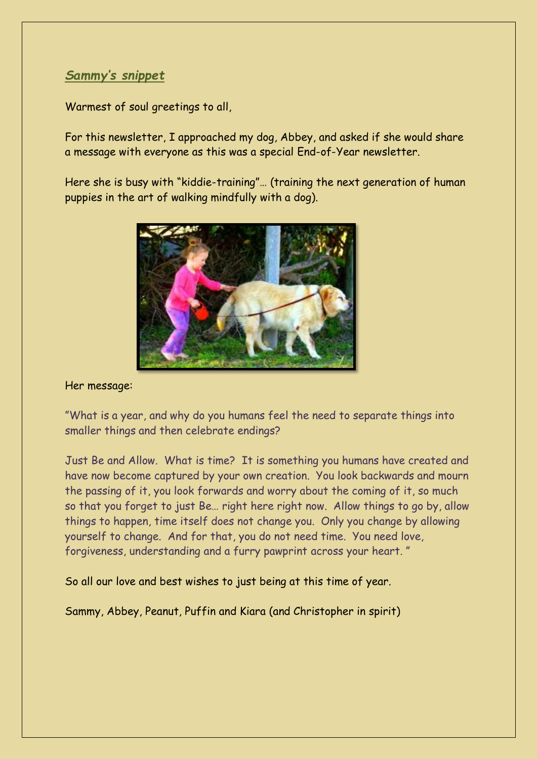## ***Sammy's snippet***

Warmest of soul greetings to all,

For this newsletter, I approached my dog, Abbey, and asked if she would share a message with everyone as this was a special End-of-Year newsletter.

Here she is busy with "kiddie-training"… (training the next generation of human puppies in the art of walking mindfully with a dog).

Her message:

"What is a year, and why do you humans feel the need to separate things into smaller things and then celebrate endings?

Just Be and Allow. What is time? It is something you humans have created and have now become captured by your own creation. You look backwards and mourn the passing of it, you look forwards and worry about the coming of it, so much so that you forget to just Be… right here right now. Allow things to go by, allow things to happen, time itself does not change you. Only you change by allowing yourself to change. And for that, you do not need time. You need love, forgiveness, understanding and a furry pawprint across your heart. "

So all our love and best wishes to just being at this time of year.

Sammy, Abbey, Peanut, Puffin and Kiara (and Christopher in spirit)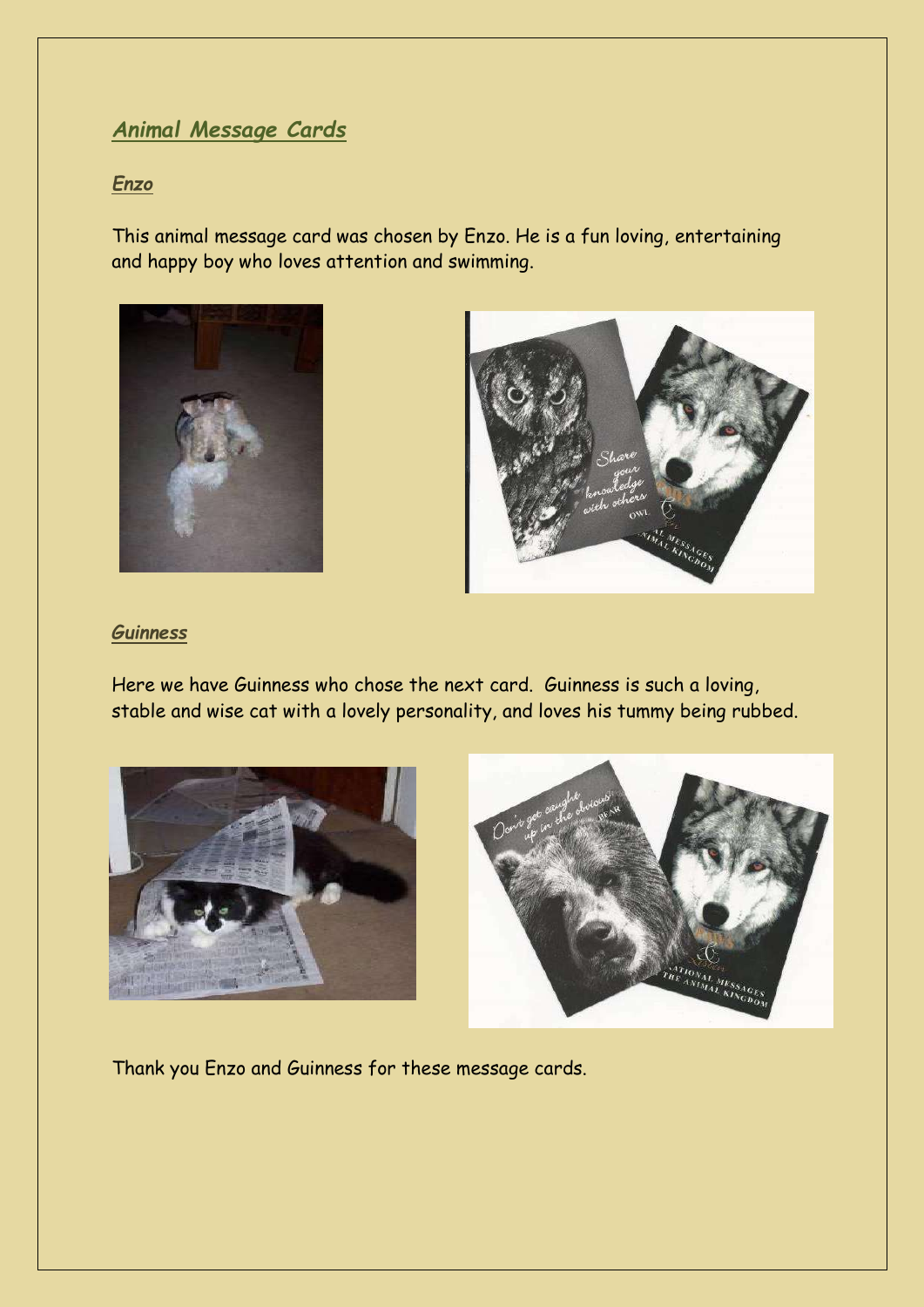## *Animal Message Cards*

### *Enzo*

This animal message card was chosen by Enzo. He is a fun loving, entertaining and happy boy who loves attention and swimming.

### *Guinness*

Here we have Guinness who chose the next card. Guinness is such a loving, stable and wise cat with a lovely personality, and loves his tummy being rubbed.

Thank you Enzo and Guinness for these message cards.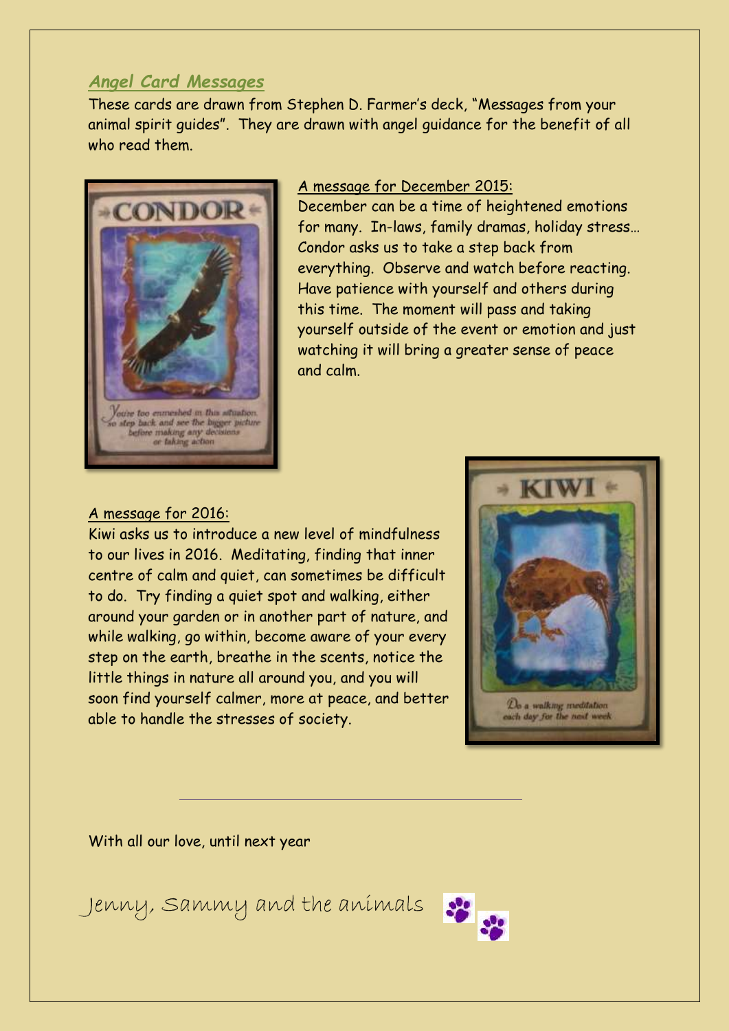## *Angel Card Messages*

These cards are drawn from Stephen D. Farmer's deck, "Messages from your animal spirit guides". They are drawn with angel guidance for the benefit of all who read them.

A message for December 2015:

December can be a time of heightened emotions for many. In-laws, family dramas, holiday stress… Condor asks us to take a step back from everything. Observe and watch before reacting. Have patience with yourself and others during this time. The moment will pass and taking yourself outside of the event or emotion and just watching it will bring a greater sense of peace and calm.

CONDOR

You're too enmeshed in this situation, so step back and see the bigger picture before making any decisions or taking action

A message for 2016:

Kiwi asks us to introduce a new level of mindfulness to our lives in 2016. Meditating, finding that inner centre of calm and quiet, can sometimes be difficult to do. Try finding a quiet spot and walking, either around your garden or in another part of nature, and while walking, go within, become aware of your every step on the earth, breathe in the scents, notice the little things in nature all around you, and you will soon find yourself calmer, more at peace, and better able to handle the stresses of society.

KIWI

Do a walking meditation each day for the next week

---

With all our love, until next year

Jenny, Sammy and the animals